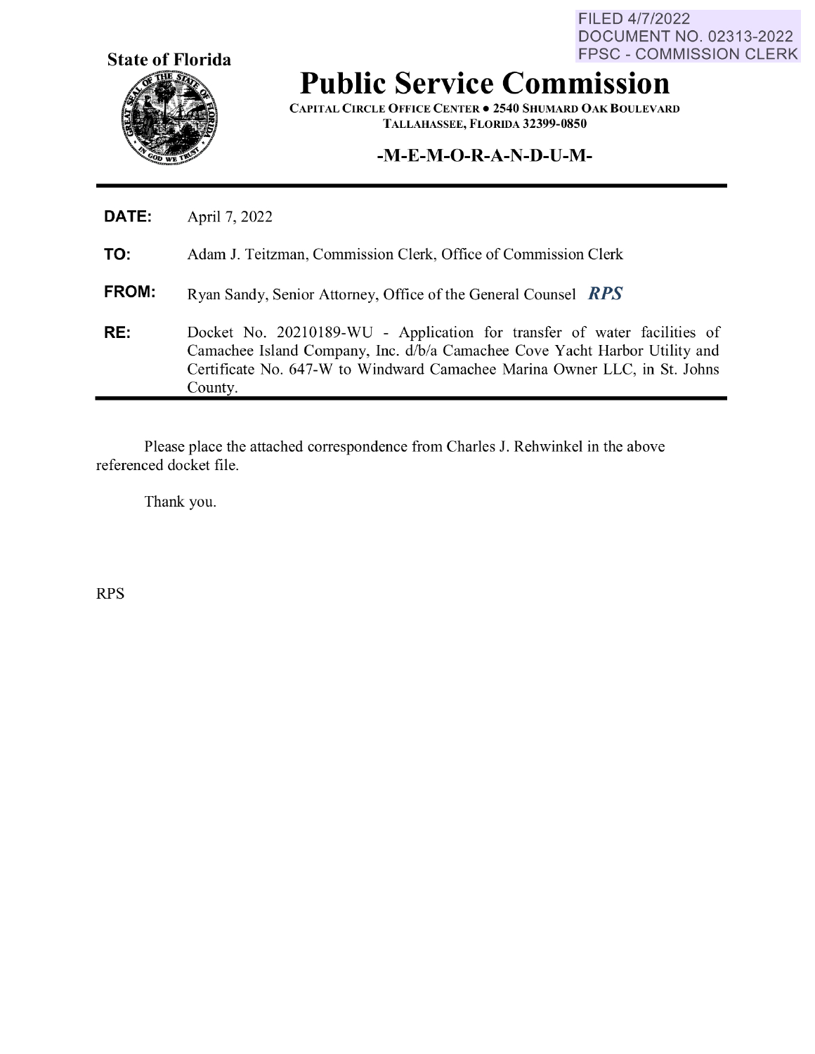FILED 4/7/2022
DOCUMENT NO. 02313-2022
FPSC - COMMISSION CLERK

**State of Florida**

# Public Service Commission

CAPITAL CIRCLE OFFICE CENTER ● 2540 SHUMARD OAK BOULEVARD
TALLAHASSEE, FLORIDA 32399-0850

## -M-E-M-O-R-A-N-D-U-M-

**DATE:** April 7, 2022

**TO:** Adam J. Teitzman, Commission Clerk, Office of Commission Clerk

**FROM:** Ryan Sandy, Senior Attorney, Office of the General Counsel *RPS*

**RE:** Docket No. 20210189-WU - Application for transfer of water facilities of Camachee Island Company, Inc. d/b/a Camachee Cove Yacht Harbor Utility and Certificate No. 647-W to Windward Camachee Marina Owner LLC, in St. Johns County.

Please place the attached correspondence from Charles J. Rehwinkel in the above referenced docket file.

Thank you.

RPS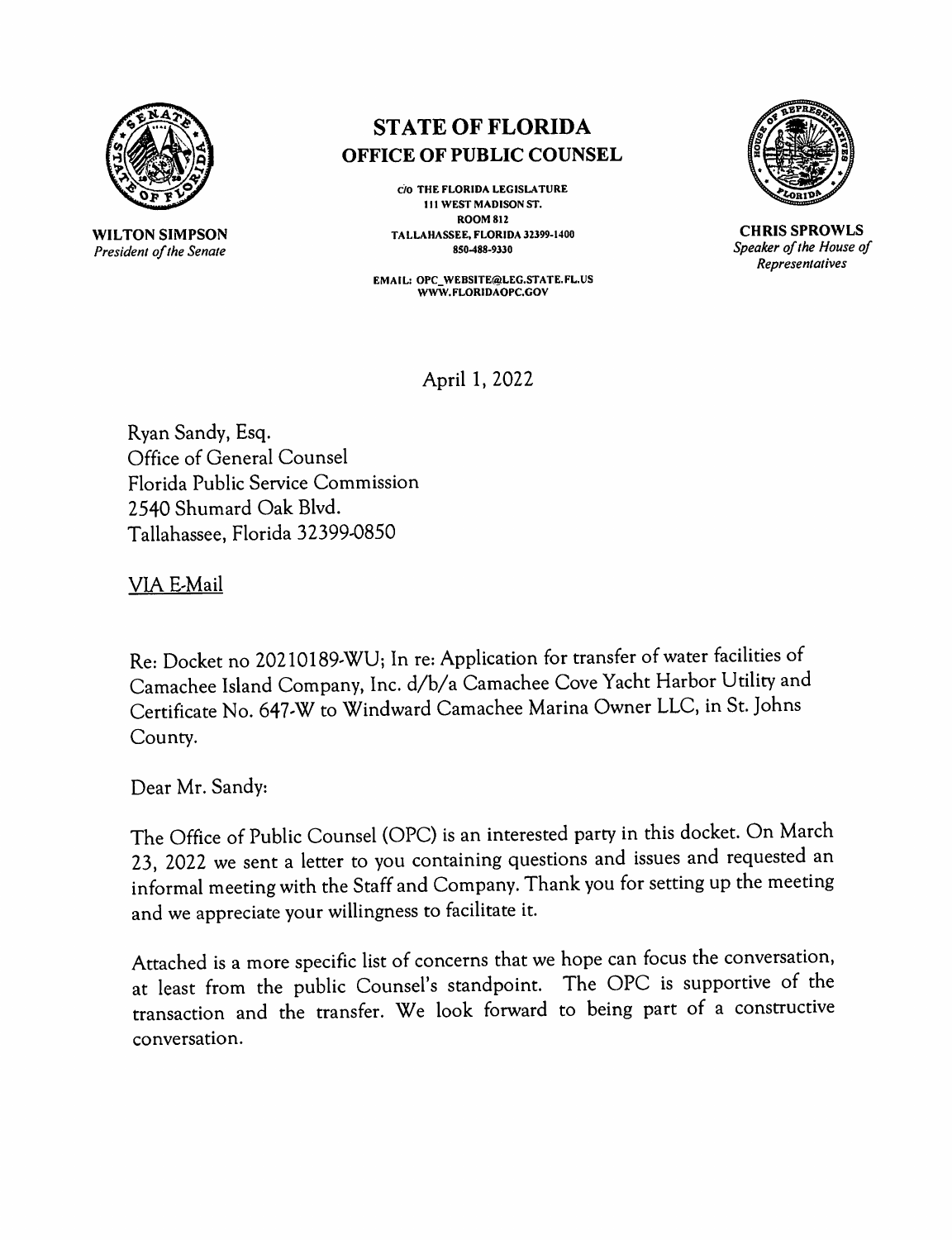WILTON SIMPSON
*President of the Senate*

# STATE OF FLORIDA
## OFFICE OF PUBLIC COUNSEL

C/O THE FLORIDA LEGISLATURE
111 WEST MADISON ST.
ROOM 812
TALLAHASSEE, FLORIDA 32399-1400
850-488-9330

EMAIL: OPC_WEBSITE@LEG.STATE.FL.US
WWW.FLORIDAOPC.GOV

CHRIS SPROWLS
*Speaker of the House of Representatives*

April 1, 2022

Ryan Sandy, Esq.
Office of General Counsel
Florida Public Service Commission
2540 Shumard Oak Blvd.
Tallahassee, Florida 32399-0850

VIA E-Mail

Re: Docket no 20210189-WU; In re: Application for transfer of water facilities of Camachee Island Company, Inc. d/b/a Camachee Cove Yacht Harbor Utility and Certificate No. 647-W to Windward Camachee Marina Owner LLC, in St. Johns County.

Dear Mr. Sandy:

The Office of Public Counsel (OPC) is an interested party in this docket. On March 23, 2022 we sent a letter to you containing questions and issues and requested an informal meeting with the Staff and Company. Thank you for setting up the meeting and we appreciate your willingness to facilitate it.

Attached is a more specific list of concerns that we hope can focus the conversation, at least from the public Counsel's standpoint. The OPC is supportive of the transaction and the transfer. We look forward to being part of a constructive conversation.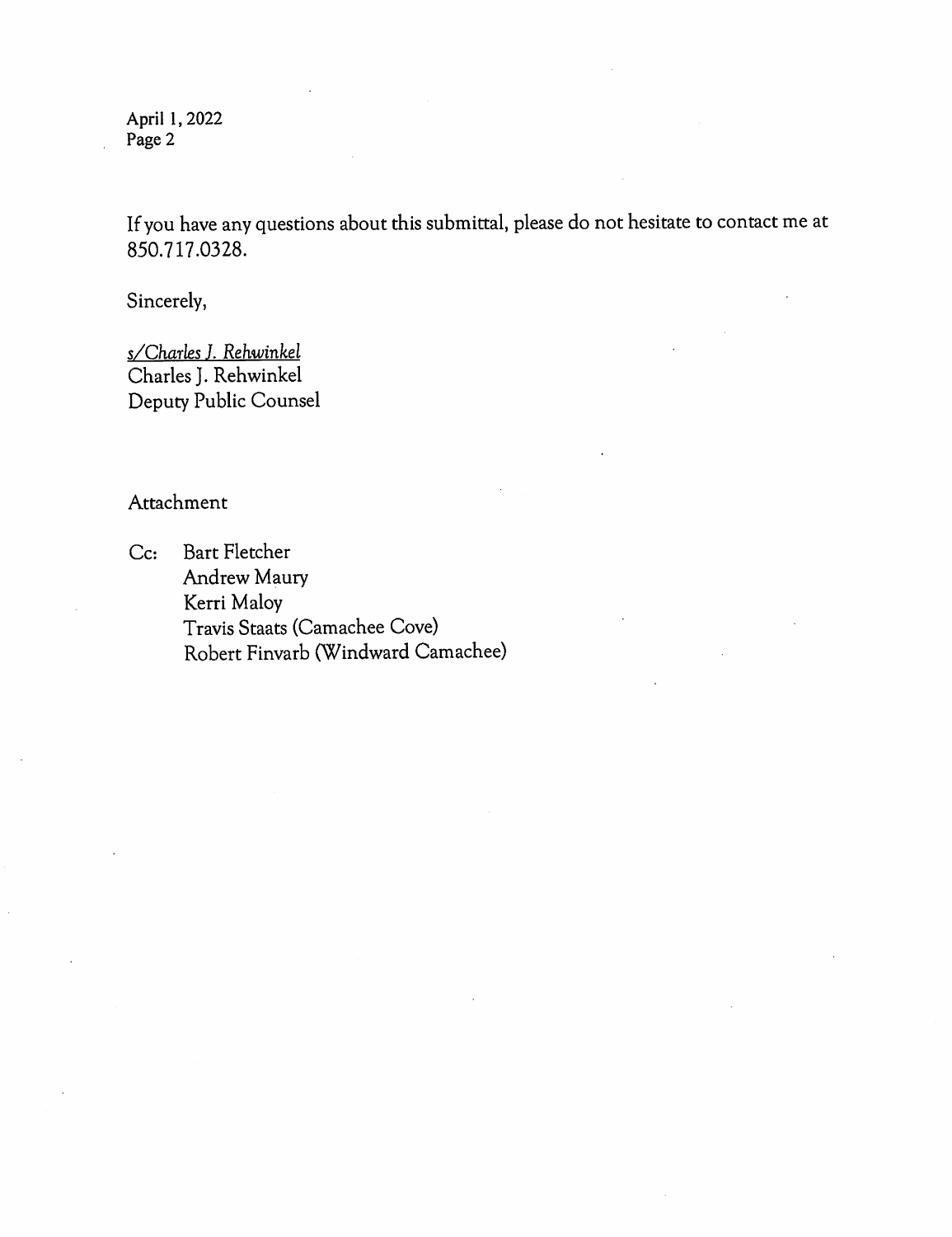If you have any questions about this submittal, please do not hesitate to contact me at 850.717.0328.

Sincerely,

*s/Charles J. Rehwinkel*
Charles J. Rehwinkel
Deputy Public Counsel

Attachment

Cc: Bart Fletcher
Andrew Maury
Kerri Maloy
Travis Staats (Camachee Cove)
Robert Finvarb (Windward Camachee)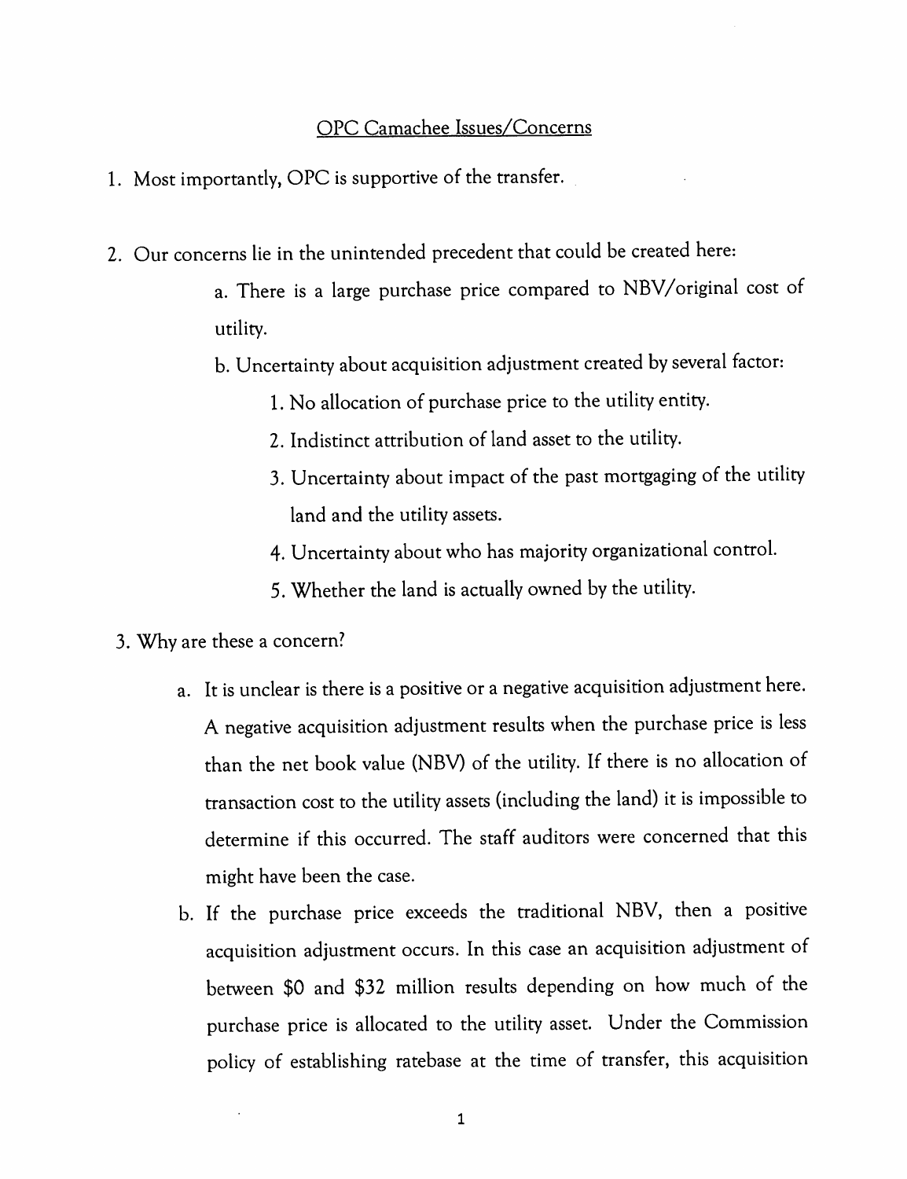OPC Camachee Issues/Concerns

1. Most importantly, OPC is supportive of the transfer.

2. Our concerns lie in the unintended precedent that could be created here:

   a. There is a large purchase price compared to NBV/original cost of utility.

   b. Uncertainty about acquisition adjustment created by several factor:

      1. No allocation of purchase price to the utility entity.
      2. Indistinct attribution of land asset to the utility.
      3. Uncertainty about impact of the past mortgaging of the utility land and the utility assets.
      4. Uncertainty about who has majority organizational control.
      5. Whether the land is actually owned by the utility.

3. Why are these a concern?

   a. It is unclear is there is a positive or a negative acquisition adjustment here. A negative acquisition adjustment results when the purchase price is less than the net book value (NBV) of the utility. If there is no allocation of transaction cost to the utility assets (including the land) it is impossible to determine if this occurred. The staff auditors were concerned that this might have been the case.

   b. If the purchase price exceeds the traditional NBV, then a positive acquisition adjustment occurs. In this case an acquisition adjustment of between $0 and $32 million results depending on how much of the purchase price is allocated to the utility asset. Under the Commission policy of establishing ratebase at the time of transfer, this acquisition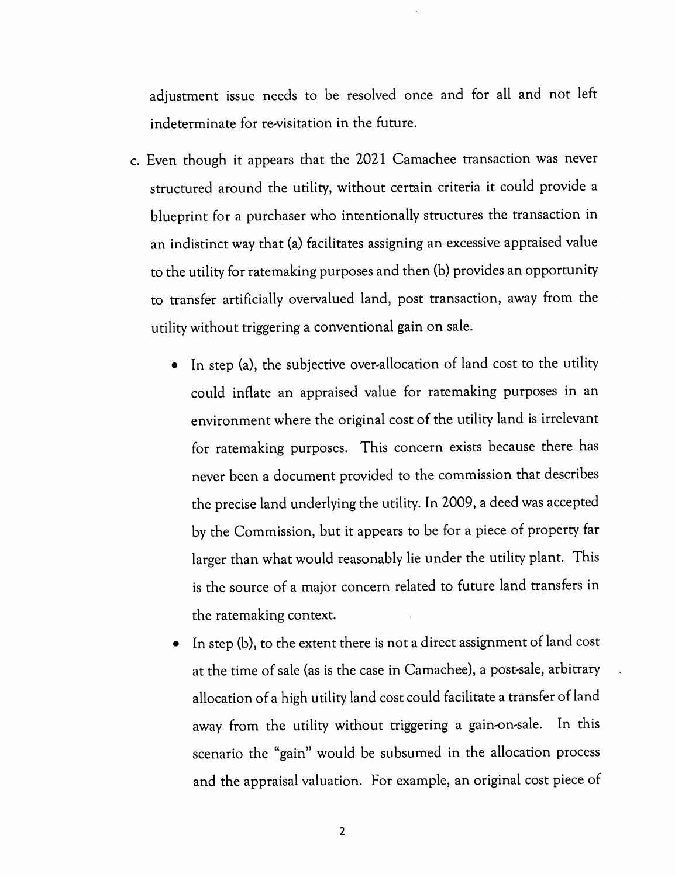adjustment issue needs to be resolved once and for all and not left indeterminate for re-visitation in the future.

c. Even though it appears that the 2021 Camachee transaction was never structured around the utility, without certain criteria it could provide a blueprint for a purchaser who intentionally structures the transaction in an indistinct way that (a) facilitates assigning an excessive appraised value to the utility for ratemaking purposes and then (b) provides an opportunity to transfer artificially overvalued land, post transaction, away from the utility without triggering a conventional gain on sale.

   - In step (a), the subjective over-allocation of land cost to the utility could inflate an appraised value for ratemaking purposes in an environment where the original cost of the utility land is irrelevant for ratemaking purposes. This concern exists because there has never been a document provided to the commission that describes the precise land underlying the utility. In 2009, a deed was accepted by the Commission, but it appears to be for a piece of property far larger than what would reasonably lie under the utility plant. This is the source of a major concern related to future land transfers in the ratemaking context.
   - In step (b), to the extent there is not a direct assignment of land cost at the time of sale (as is the case in Camachee), a post-sale, arbitrary allocation of a high utility land cost could facilitate a transfer of land away from the utility without triggering a gain-on-sale. In this scenario the "gain" would be subsumed in the allocation process and the appraisal valuation. For example, an original cost piece of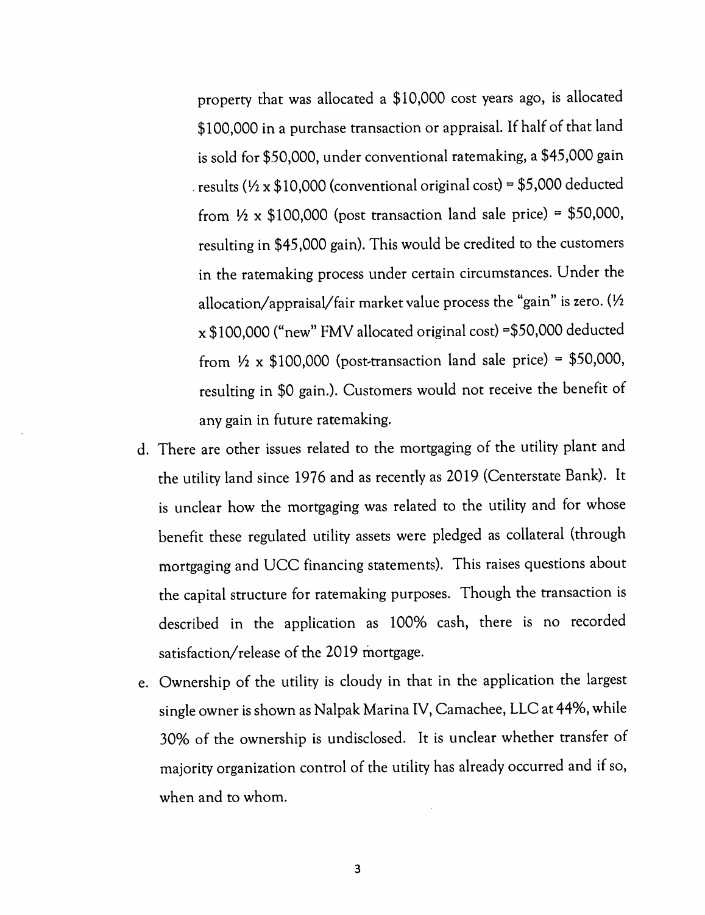property that was allocated a $10,000 cost years ago, is allocated $100,000 in a purchase transaction or appraisal. If half of that land is sold for $50,000, under conventional ratemaking, a $45,000 gain results (½ x $10,000 (conventional original cost) = $5,000 deducted from ½ x $100,000 (post transaction land sale price) = $50,000, resulting in $45,000 gain). This would be credited to the customers in the ratemaking process under certain circumstances. Under the allocation/appraisal/fair market value process the "gain" is zero. (½ x $100,000 ("new" FMV allocated original cost) =$50,000 deducted from ½ x $100,000 (post-transaction land sale price) = $50,000, resulting in $0 gain.). Customers would not receive the benefit of any gain in future ratemaking.

d. There are other issues related to the mortgaging of the utility plant and the utility land since 1976 and as recently as 2019 (Centerstate Bank). It is unclear how the mortgaging was related to the utility and for whose benefit these regulated utility assets were pledged as collateral (through mortgaging and UCC financing statements). This raises questions about the capital structure for ratemaking purposes. Though the transaction is described in the application as 100% cash, there is no recorded satisfaction/release of the 2019 mortgage.

e. Ownership of the utility is cloudy in that in the application the largest single owner is shown as Nalpak Marina IV, Camachee, LLC at 44%, while 30% of the ownership is undisclosed. It is unclear whether transfer of majority organization control of the utility has already occurred and if so, when and to whom.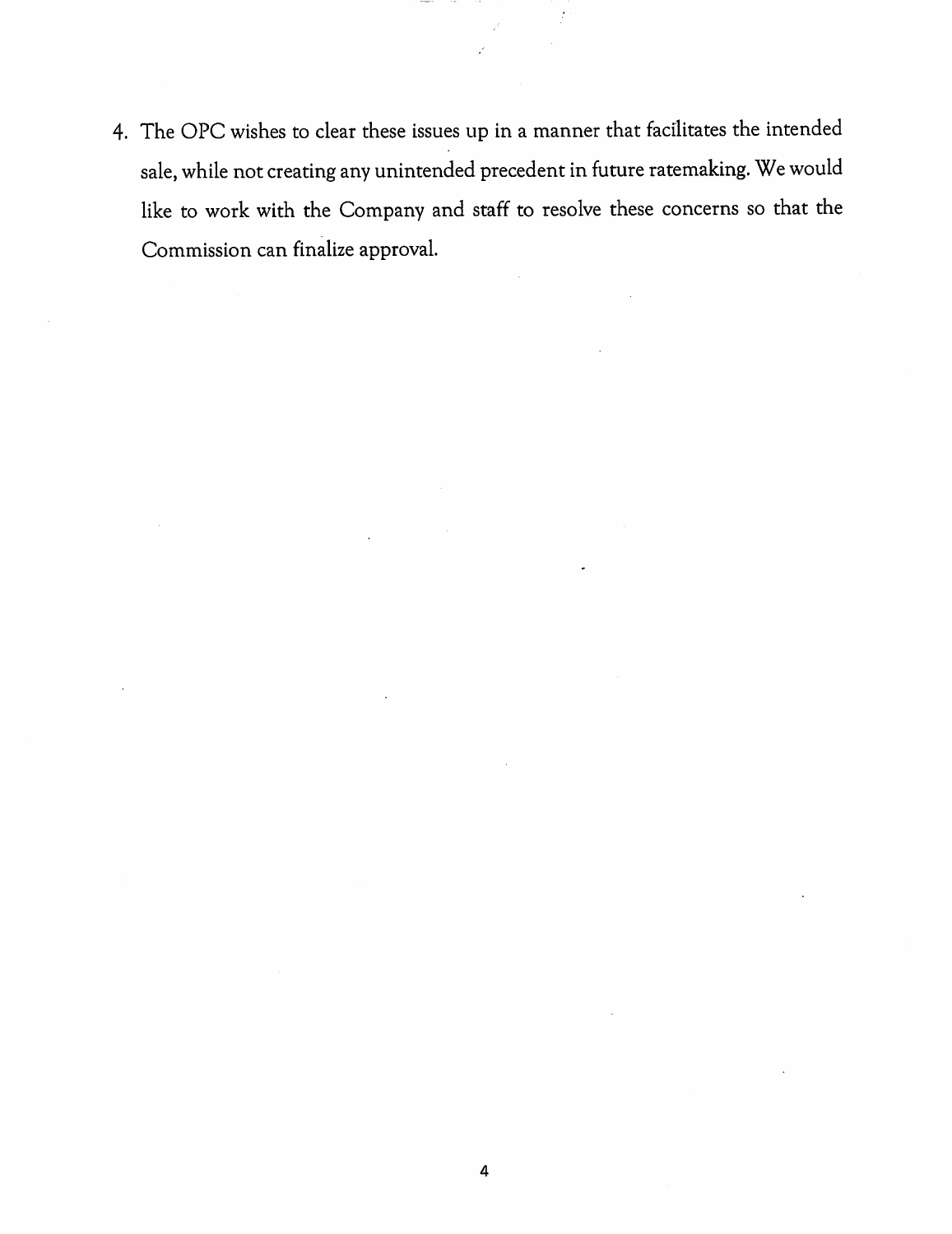4. The OPC wishes to clear these issues up in a manner that facilitates the intended sale, while not creating any unintended precedent in future ratemaking. We would like to work with the Company and staff to resolve these concerns so that the Commission can finalize approval.